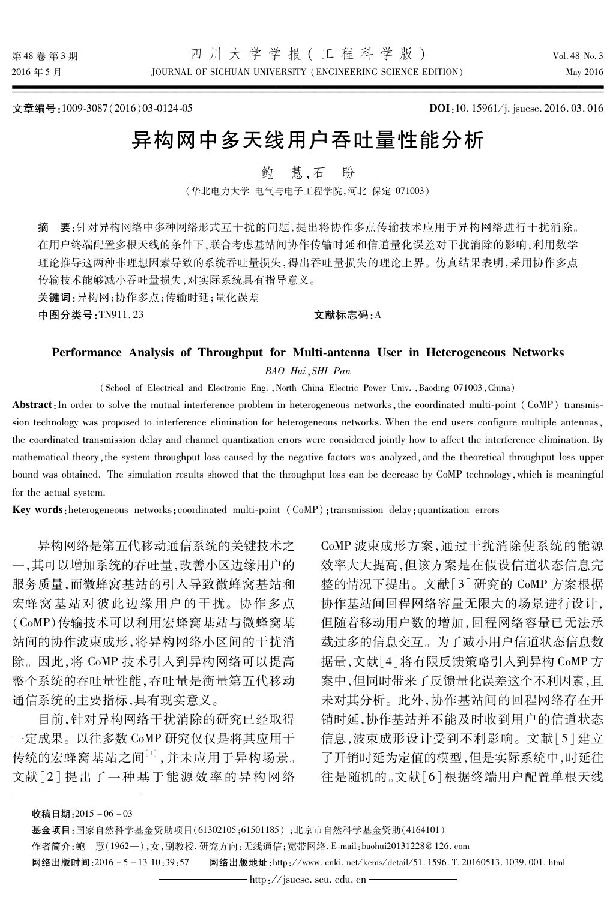文章编号:1009-3087(2016)03-0124-05

**DOI**:10.15961/j.jsuese.2016.03.016

# 异构网中多天线用户吞吐量性能分析

鲍　慧,石　盼

(华北电力大学 电气与电子工程学院,河北 保定 071003)

**摘　要**:针对异构网络中多种网络形式互干扰的问题,提出将协作多点传输技术应用于异构网络进行干扰消除。在用户终端配置多根天线的条件下,联合考虑基站间协作传输时延和信道量化误差对于干扰消除的影响,利用数学理论推导这两种非理想因素导致的系统吞吐量损失,得出吞吐量损失的理论上界。仿真结果表明,采用协作多点传输技术能够减小吞吐量损失,对实际系统具有指导意义。

**关键词**:异构网;协作多点;传输时延;量化误差

**中图分类号**:TN911.23　　　　**文献标志码**:A

## Performance Analysis of Throughput for Multi-antenna User in Heterogeneous Networks

*BAO Hui, SHI Pan*

(School of Electrical and Electronic Eng., North China Electric Power Univ., Baoding 071003, China)

**Abstract**: In order to solve the mutual interference problem in heterogeneous networks, the coordinated multi-point (CoMP) transmission technology was proposed to interference elimination for heterogeneous networks. When the end users configure multiple antennas, the coordinated transmission delay and channel quantization errors were considered jointly how to affect the interference elimination. By mathematical theory, the system throughput loss caused by the negative factors was analyzed, and the theoretical throughput loss upper bound was obtained. The simulation results showed that the throughput loss can be decrease by CoMP technology, which is meaningful for the actual system.

**Key words**: heterogeneous networks; coordinated multi-point (CoMP); transmission delay; quantization errors

异构网络是第五代移动通信系统的关键技术之一,其可以增加系统的吞吐量,改善小区边缘用户的服务质量,而微蜂窝基站的引入导致微蜂窝基站和宏蜂窝基站对彼此边缘用户的干扰。协作多点(CoMP)传输技术可以利用宏蜂窝基站与微蜂窝基站间的协作波束成形,将异构网络小区间的干扰消除。因此,将 CoMP 技术引入到异构网络可以提高整个系统的吞吐量性能,吞吐量是衡量第五代移动通信系统的主要指标,具有现实意义。

目前,针对异构网络干扰消除的研究已经取得一定成果。以往多数 CoMP 研究仅仅是将其应用于传统的宏蜂窝基站之间[1],并未应用于异构场景。文献[2]提出了一种基于能源效率的异构网络 CoMP 波束成形方案,通过干扰消除使系统的能源效率大大提高,但该方案是在假设信道状态信息完整的情况下提出。文献[3]研究的 CoMP 方案根据协作基站间回程网络容量无限大的场景进行设计,但随着移动用户数的增加,回程网络容量已无法承载过多的信息交互。为了减小用户信道状态信息数据量,文献[4]将有限反馈策略引入到异构 CoMP 方案中,但同时带来了反馈量化误差这个不利因素,且未对其分析。此外,协作基站间的回程网络存在开销时延,协作基站并不能及时收到用户的信道状态信息,波束成形设计受到不利影响。文献[5]建立了开销时延为定值的模型,但是实际系统中,时延往往是随机的。文献[6]根据终端用户配置单根天线

---

**收稿日期**:2015 - 06 - 03

**基金项目**:国家自然科学基金资助项目(61302105;61501185);北京市自然科学基金资助(4164101)

**作者简介**:鲍　慧(1962—),女,副教授.研究方向:无线通信;宽带网络. E-mail:baohui20131228@126.com

**网络出版时间**:2016 - 5 - 13 10:39:57　　**网络出版地址**:http://www.cnki.net/kcms/detail/51.1596.T.20160513.1039.001.html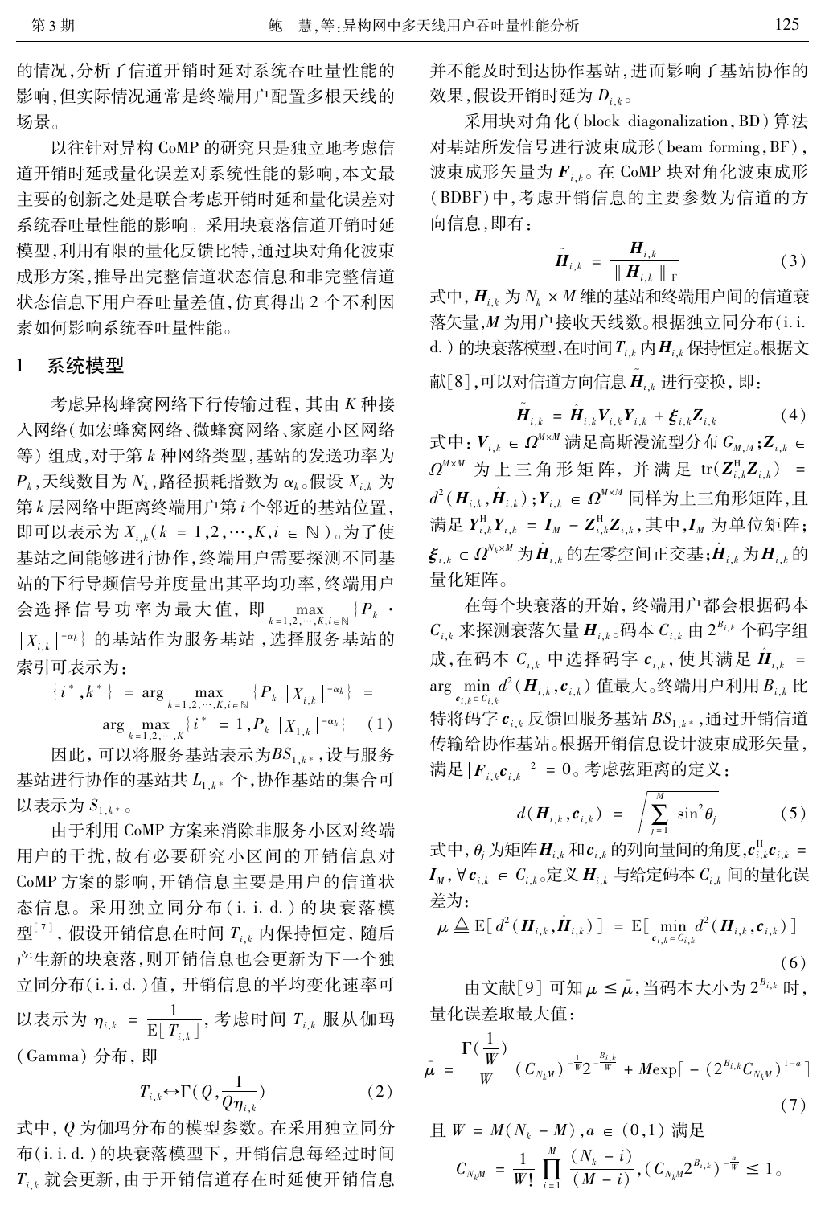的情况，分析了信道开销时延对系统吞吐量性能的影响，但实际情况通常是终端用户配置多根天线的场景。

以往针对异构 CoMP 的研究只是独立地考虑信道开销时延或量化误差对系统性能的影响，本文最主要的创新之处是联合考虑开销时延和量化误差对系统吞吐量性能的影响。采用块衰落信道开销时延模型，利用有限的量化反馈比特，通过块对角化波束成形方案，推导出完整信道状态信息和非完整信道状态信息下用户吞吐量差值，仿真得出 2 个不利因素如何影响系统吞吐量性能。

# 1 系统模型

考虑异构蜂窝网络下行传输过程，其由 $K$ 种接入网络（如宏蜂窝网络、微蜂窝网络、家庭小区网络等）组成，对于第 $k$ 种网络类型，基站的发送功率为 $P_k$，天线数目为 $N_k$，路径损耗指数为 $\alpha_k$。假设 $X_{i,k}$ 为第 $k$ 层网络中距离终端用户第 $i$ 个邻近的基站位置，即可以表示为 $X_{i,k}(k = 1,2,\cdots,K, i\in\mathbb{N})$。为了使基站之间能够进行协作，终端用户需要探测不同基站的下行导频信号并度量出其平均功率，终端用户会选择信号功率为最大值，即 $\max\limits_{k=1,2,\cdots,K,i\in\mathbb{N}}\{P_k\cdot|X_{i,k}|^{-\alpha_k}\}$ 的基站作为服务基站，选择服务基站的索引可表示为：

$$\{i^*,k^*\} = \arg\max_{k=1,2,\cdots,K,i\in\mathbb{N}}\{P_k|X_{i,k}|^{-\alpha_k}\} = \arg\max_{k=1,2,\cdots,K}\{i^*=1,P_k|X_{1,k}|^{-\alpha_k}\} \quad (1)$$

因此，可以将服务基站表示为$BS_{1,k^*}$，设与服务基站进行协作的基站共 $L_{1,k^*}$ 个，协作基站的集合可以表示为 $S_{1,k^*}$。

由于利用 CoMP 方案来消除非服务小区对终端用户的干扰，故有必要研究小区间的开销信息对 CoMP 方案的影响，开销信息主要是用户的信道状态信息。采用独立同分布（i. i. d.）的块衰落模型[7]，假设开销信息在时间 $T_{i,k}$ 内保持恒定，随后产生新的块衰落，则开销信息也会更新为下一个独立同分布（i. i. d.）值，开销信息的平均变化速率可以表示为 $\eta_{i,k} = \dfrac{1}{\mathrm{E}[T_{i,k}]}$，考虑时间 $T_{i,k}$ 服从伽玛（Gamma）分布，即

$$T_{i,k}\leftrightarrow\Gamma(Q,\frac{1}{Q\eta_{i,k}}) \quad (2)$$

式中，$Q$ 为伽玛分布的模型参数。在采用独立同分布（i. i. d.）的块衰落模型下，开销信息每经过时间 $T_{i,k}$ 就会更新，由于开销信道存在时延使开销信息并不能及时到达协作基站，进而影响了基站协作的效果，假设开销时延为 $D_{i,k}$。

采用块对角化（block diagonalization，BD）算法对基站所发信号进行波束成形（beam forming，BF），波束成形矢量为 $\boldsymbol{F}_{i,k}$。在 CoMP 块对角化波束成形（BDBF）中，考虑开销信息的主要参数为信道的方向信息，即有：

$$\tilde{\boldsymbol{H}}_{i,k} = \frac{\boldsymbol{H}_{i,k}}{\|\boldsymbol{H}_{i,k}\|_{\mathrm{F}}} \quad (3)$$

式中，$\boldsymbol{H}_{i,k}$ 为 $N_k\times M$ 维的基站和终端用户间的信道衰落矢量，$M$ 为用户接收天线数。根据独立同分布（i. i. d.）的块衰落模型，在时间 $T_{i,k}$ 内 $\boldsymbol{H}_{i,k}$ 保持恒定。根据文献[8]，可以对信道方向信息 $\tilde{\boldsymbol{H}}_{i,k}$ 进行变换，即：

$$\tilde{\boldsymbol{H}}_{i,k} = \hat{\boldsymbol{H}}_{i,k}\boldsymbol{V}_{i,k}\boldsymbol{Y}_{i,k} + \boldsymbol{\xi}_{i,k}\boldsymbol{Z}_{i,k} \quad (4)$$

式中：$\boldsymbol{V}_{i,k}\in\Omega^{M\times M}$ 满足高斯漫流型分布 $G_{M,M}$；$\boldsymbol{Z}_{i,k}\in\Omega^{M\times M}$ 为上三角形矩阵，并满足 $\mathrm{tr}(\boldsymbol{Z}_{i,k}^{\mathrm{H}}\boldsymbol{Z}_{i,k}) = d^2(\boldsymbol{H}_{i,k},\hat{\boldsymbol{H}}_{i,k})$；$\boldsymbol{Y}_{i,k}\in\Omega^{M\times M}$ 同样为上三角形矩阵，且满足 $\boldsymbol{Y}_{i,k}^{\mathrm{H}}\boldsymbol{Y}_{i,k} = \boldsymbol{I}_M - \boldsymbol{Z}_{i,k}^{\mathrm{H}}\boldsymbol{Z}_{i,k}$，其中，$\boldsymbol{I}_M$ 为单位矩阵；$\boldsymbol{\xi}_{i,k}\in\Omega^{N_k\times M}$ 为 $\hat{\boldsymbol{H}}_{i,k}$ 的左零空间正交基；$\hat{\boldsymbol{H}}_{i,k}$ 为 $\boldsymbol{H}_{i,k}$ 的量化矩阵。

在每个块衰落的开始，终端用户都会根据码本 $C_{i,k}$ 来探测衰落矢量 $\boldsymbol{H}_{i,k}$。码本 $C_{i,k}$ 由 $2^{B_{i,k}}$ 个码字组成，在码本 $C_{i,k}$ 中选择码字 $\boldsymbol{c}_{i,k}$，使其满足 $\hat{\boldsymbol{H}}_{i,k} = \arg\min\limits_{\boldsymbol{c}_{i,k}\in C_{i,k}} d^2(\boldsymbol{H}_{i,k},\boldsymbol{c}_{i,k})$ 值最大。终端用户利用 $B_{i,k}$ 比特将码字 $\boldsymbol{c}_{i,k}$ 反馈回服务基站 $BS_{1,k^*}$，通过开销信道传输给协作基站。根据开销信息设计波束成形矢量，满足 $|\boldsymbol{F}_{i,k}\boldsymbol{c}_{i,k}|^2 = 0$。考虑弦距离的定义：

$$d(\boldsymbol{H}_{i,k},\boldsymbol{c}_{i,k}) = \sqrt{\sum_{j=1}^{M}\sin^2\theta_j} \quad (5)$$

式中，$\theta_j$ 为矩阵$\boldsymbol{H}_{i,k}$ 和$\boldsymbol{c}_{i,k}$ 的列向量间的角度，$\boldsymbol{c}_{i,k}^{\mathrm{H}}\boldsymbol{c}_{i,k} = \boldsymbol{I}_M$，$\forall\boldsymbol{c}_{i,k}\in C_{i,k}$。定义 $\boldsymbol{H}_{i,k}$ 与给定码本 $C_{i,k}$ 间的量化误差为：

$$\mu\triangleq\mathrm{E}[d^2(\boldsymbol{H}_{i,k},\hat{\boldsymbol{H}}_{i,k})] = \mathrm{E}[\min_{\boldsymbol{c}_{i,k}\in C_{i,k}} d^2(\boldsymbol{H}_{i,k},\boldsymbol{c}_{i,k})] \quad (6)$$

由文献[9]可知 $\mu\le\bar{\mu}$，当码本大小为 $2^{B_{i,k}}$ 时，量化误差取最大值：

$$\bar{\mu} = \frac{\Gamma(\frac{1}{W})}{W}(C_{N_kM})^{-\frac{1}{W}}2^{-\frac{B_{i,k}}{W}} + M\exp[-(2^{B_{i,k}}C_{N_kM})^{1-a}] \quad (7)$$

且 $W = M(N_k - M)$，$a\in(0,1)$ 满足

$$C_{N_kM} = \frac{1}{W!}\prod_{i=1}^{M}\frac{(N_k - i)}{(M - i)},\ (C_{N_kM}2^{B_{i,k}})^{-\frac{a}{W}}\le 1。$$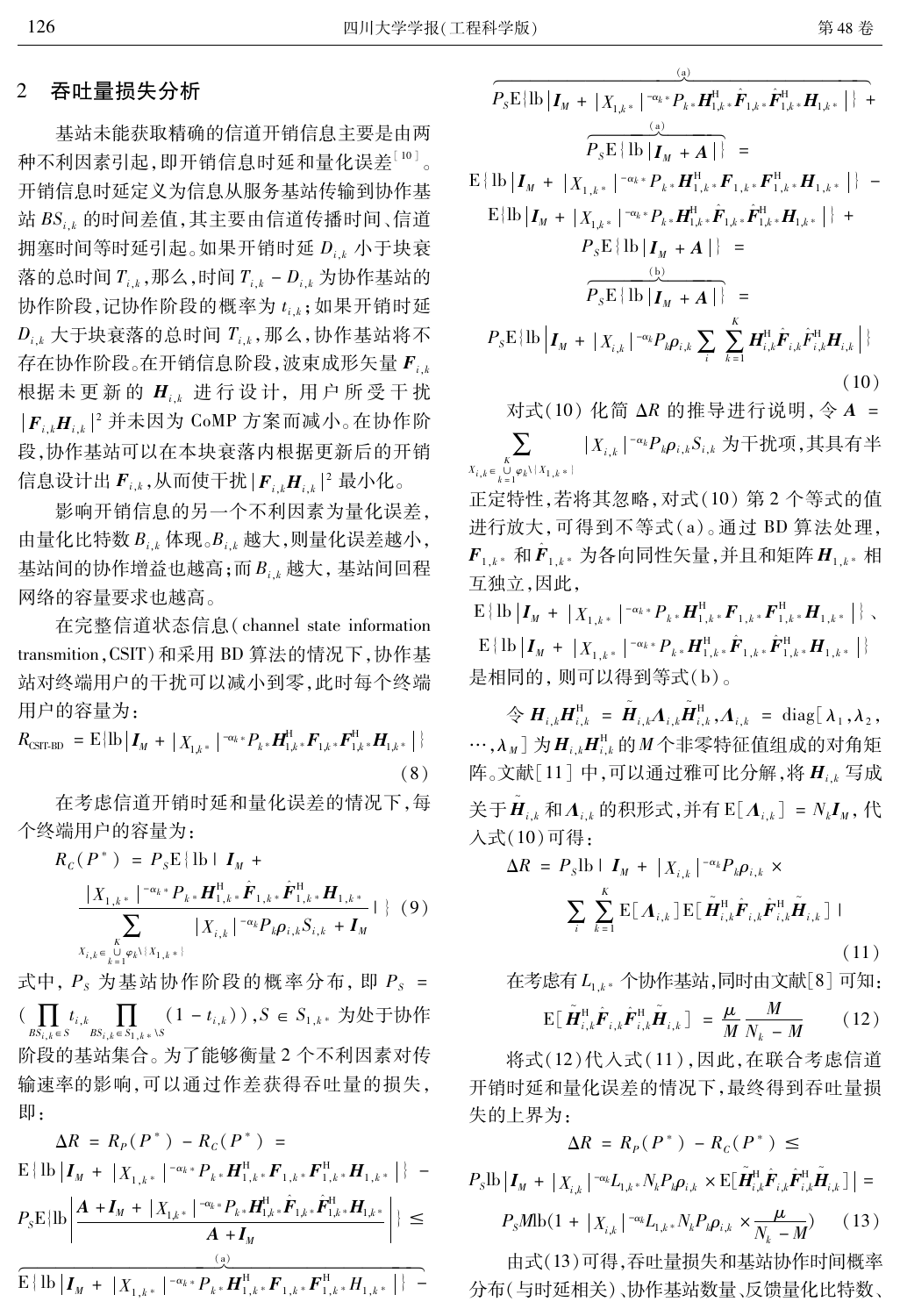## 2 吞吐量损失分析

基站未能获取精确的信道开销信息主要是由两种不利因素引起，即开销信息时延和量化误差[10]。开销信息时延定义为信息从服务基站传输到协作基站 $BS_{i,k}$ 的时间差值，其主要由信道传播时间、信道拥塞时间等时延引起。如果开销时延 $D_{i,k}$ 小于块衰落的总时间 $T_{i,k}$，那么，时间 $T_{i,k}-D_{i,k}$ 为协作基站的协作阶段，记协作阶段的概率为 $t_{i,k}$；如果开销时延 $D_{i,k}$ 大于块衰落的总时间 $T_{i,k}$，那么，协作基站将不存在协作阶段。在开销信息阶段，波束成形矢量 $\boldsymbol{F}_{i,k}$ 根据未更新的 $\boldsymbol{H}_{i,k}$ 进行设计，用户所受干扰 $|\boldsymbol{F}_{i,k}\boldsymbol{H}_{i,k}|^2$ 并未因为 CoMP 方案而减小。在协作阶段，协作基站可以在本块衰落内根据更新后的开销信息设计出 $\boldsymbol{F}_{i,k}$，从而使干扰 $|\boldsymbol{F}_{i,k}\boldsymbol{H}_{i,k}|^2$ 最小化。

影响开销信息的另一个不利因素为量化误差，由量化比特数 $B_{i,k}$ 体现。$B_{i,k}$ 越大，则量化误差越小，基站间的协作增益也越高；而 $B_{i,k}$ 越大，基站间回程网络的容量要求也越高。

在完整信道状态信息（channel state information transmition，CSIT）和采用 BD 算法的情况下，协作基站对终端用户的干扰可以减小到零，此时每个终端用户的容量为：

$$R_{\text{CSIT-BD}}=\mathrm{E}\{\mathrm{lb}\,|\boldsymbol{I}_M+|X_{1,k^*}|^{-\alpha_{k^*}}P_{k^*}\boldsymbol{H}_{1,k^*}^{\mathrm{H}}\boldsymbol{F}_{1,k^*}\boldsymbol{F}_{1,k^*}^{\mathrm{H}}\boldsymbol{H}_{1,k^*}|\}\tag{8}$$

在考虑信道开销时延和量化误差的情况下，每个终端用户的容量为：

$$R_C(P^*)=P_S\mathrm{E}\{\mathrm{lb}\,|\,\boldsymbol{I}_M+\frac{|X_{1,k^*}|^{-\alpha_{k^*}}P_{k^*}\boldsymbol{H}_{1,k^*}^{\mathrm{H}}\hat{\boldsymbol{F}}_{1,k^*}\hat{\boldsymbol{F}}_{1,k^*}^{\mathrm{H}}\boldsymbol{H}_{1,k^*}}{\sum\limits_{X_{i,k}\in\bigcup\limits_{k=1}^{K}\varphi_k\backslash\{X_{1,k^*}\}}|X_{i,k}|^{-\alpha_k}P_k\rho_{i,k}S_{i,k}+\boldsymbol{I}_M}\,|\}\tag{9}$$

式中，$P_S$ 为基站协作阶段的概率分布，即 $P_S=\left(\prod\limits_{BS_{i,k}\in S}t_{i,k}\prod\limits_{BS_{i,k}\in S_{1,k^*}\backslash S}(1-t_{i,k})\right)$，$S\in S_{1,k^*}$ 为处于协作阶段的基站集合。为了能够衡量 2 个不利因素对传输速率的影响，可以通过作差获得吞吐量的损失，即：

$$\begin{aligned}
\Delta R&=R_P(P^*)-R_C(P^*)=\\
&\mathrm{E}\{\mathrm{lb}\,|\boldsymbol{I}_M+|X_{1,k^*}|^{-\alpha_{k^*}}P_{k^*}\boldsymbol{H}_{1,k^*}^{\mathrm{H}}\boldsymbol{F}_{1,k^*}\boldsymbol{F}_{1,k^*}^{\mathrm{H}}\boldsymbol{H}_{1,k^*}|\}-\\
&P_S\mathrm{E}\{\mathrm{lb}\left|\frac{\boldsymbol{A}+\boldsymbol{I}_M+|X_{1,k^*}|^{-\alpha_{k^*}}P_{k^*}\boldsymbol{H}_{1,k^*}^{\mathrm{H}}\hat{\boldsymbol{F}}_{1,k^*}\hat{\boldsymbol{F}}_{1,k^*}^{\mathrm{H}}\boldsymbol{H}_{1,k^*}}{\boldsymbol{A}+\boldsymbol{I}_M}\right|\}\overset{(\mathrm{a})}{\leq}\\
&\mathrm{E}\{\mathrm{lb}\,|\boldsymbol{I}_M+|X_{1,k^*}|^{-\alpha_{k^*}}P_{k^*}\boldsymbol{H}_{1,k^*}^{\mathrm{H}}\boldsymbol{F}_{1,k^*}\boldsymbol{F}_{1,k^*}^{\mathrm{H}}H_{1,k^*}|\}-\\
&P_S\mathrm{E}\{\mathrm{lb}\,|\boldsymbol{I}_M+|X_{1,k^*}|^{-\alpha_{k^*}}P_{k^*}\boldsymbol{H}_{1,k^*}^{\mathrm{H}}\hat{\boldsymbol{F}}_{1,k^*}\hat{\boldsymbol{F}}_{1,k^*}^{\mathrm{H}}\boldsymbol{H}_{1,k^*}|\}+\\
&P_S\mathrm{E}\{\mathrm{lb}\,|\boldsymbol{I}_M+\boldsymbol{A}|\}=\\
&\mathrm{E}\{\mathrm{lb}\,|\boldsymbol{I}_M+|X_{1,k^*}|^{-\alpha_{k^*}}P_{k^*}\boldsymbol{H}_{1,k^*}^{\mathrm{H}}\boldsymbol{F}_{1,k^*}\boldsymbol{F}_{1,k^*}^{\mathrm{H}}\boldsymbol{H}_{1,k^*}|\}-\\
&\mathrm{E}\{\mathrm{lb}\,|\boldsymbol{I}_M+|X_{1,k^*}|^{-\alpha_{k^*}}P_{k^*}\boldsymbol{H}_{1,k^*}^{\mathrm{H}}\hat{\boldsymbol{F}}_{1,k^*}\hat{\boldsymbol{F}}_{1,k^*}^{\mathrm{H}}\boldsymbol{H}_{1,k^*}|\}+\\
&P_S\mathrm{E}\{\mathrm{lb}\,|\boldsymbol{I}_M+\boldsymbol{A}|\}\overset{(\mathrm{b})}{=}\\
&P_S\mathrm{E}\{\mathrm{lb}\,|\boldsymbol{I}_M+\boldsymbol{A}|\}=\\
&P_S\mathrm{E}\{\mathrm{lb}\left|\boldsymbol{I}_M+|X_{i,k}|^{-\alpha_k}P_k\rho_{i,k}\sum_i\sum_{k=1}^{K}\boldsymbol{H}_{i,k}^{\mathrm{H}}\hat{\boldsymbol{F}}_{i,k}\hat{\boldsymbol{F}}_{i,k}^{\mathrm{H}}\boldsymbol{H}_{i,k}\right|\}
\end{aligned}\tag{10}$$

对式（10）化简 $\Delta R$ 的推导进行说明，令 $\boldsymbol{A}=\sum\limits_{X_{i,k}\in\bigcup\limits_{k=1}^{K}\varphi_k\backslash\{X_{1,k^*}\}}|X_{i,k}|^{-\alpha_k}P_k\rho_{i,k}S_{i,k}$ 为干扰项，其具有半正定特性，若将其忽略，对式（10）第 2 个等式的值进行放大，可得到不等式（a）。通过 BD 算法处理，$\boldsymbol{F}_{1,k^*}$ 和 $\hat{\boldsymbol{F}}_{1,k^*}$ 为各向同性矢量，并且和矩阵 $\boldsymbol{H}_{1,k^*}$ 相互独立，因此，

$\mathrm{E}\{\mathrm{lb}\,|\boldsymbol{I}_M+|X_{1,k^*}|^{-\alpha_{k^*}}P_{k^*}\boldsymbol{H}_{1,k^*}^{\mathrm{H}}\boldsymbol{F}_{1,k^*}\boldsymbol{F}_{1,k^*}^{\mathrm{H}}\boldsymbol{H}_{1,k^*}|\}$、$\mathrm{E}\{\mathrm{lb}\,|\boldsymbol{I}_M+|X_{1,k^*}|^{-\alpha_{k^*}}P_{k^*}\boldsymbol{H}_{1,k^*}^{\mathrm{H}}\hat{\boldsymbol{F}}_{1,k^*}\hat{\boldsymbol{F}}_{1,k^*}^{\mathrm{H}}\boldsymbol{H}_{1,k^*}|\}$ 是相同的，则可以得到等式（b）。

令 $\boldsymbol{H}_{i,k}\boldsymbol{H}_{i,k}^{\mathrm{H}}=\tilde{\boldsymbol{H}}_{i,k}\boldsymbol{\Lambda}_{i,k}\tilde{\boldsymbol{H}}_{i,k}^{\mathrm{H}}$，$\boldsymbol{\Lambda}_{i,k}=\mathrm{diag}[\lambda_1,\lambda_2,\cdots,\lambda_M]$ 为 $\boldsymbol{H}_{i,k}\boldsymbol{H}_{i,k}^{\mathrm{H}}$ 的 $M$ 个非零特征值组成的对角矩阵。文献[11]中，可以通过雅可比分解，将 $\boldsymbol{H}_{i,k}$ 写成关于 $\tilde{\boldsymbol{H}}_{i,k}$ 和 $\boldsymbol{\Lambda}_{i,k}$ 的积形式，并有 $\mathrm{E}[\boldsymbol{\Lambda}_{i,k}]=N_k\boldsymbol{I}_M$，代入式（10）可得：

$$\Delta R=P_S\mathrm{lb}\,|\,\boldsymbol{I}_M+|X_{i,k}|^{-\alpha_k}P_k\rho_{i,k}\times\sum_i\sum_{k=1}^{K}\mathrm{E}[\boldsymbol{\Lambda}_{i,k}]\mathrm{E}[\tilde{\boldsymbol{H}}_{i,k}^{\mathrm{H}}\hat{\boldsymbol{F}}_{i,k}\hat{\boldsymbol{F}}_{i,k}^{\mathrm{H}}\tilde{\boldsymbol{H}}_{i,k}]\,|\tag{11}$$

在考虑有 $L_{1,k^*}$ 个协作基站，同时由文献[8]可知：

$$\mathrm{E}[\tilde{\boldsymbol{H}}_{i,k}^{\mathrm{H}}\hat{\boldsymbol{F}}_{i,k}\boldsymbol{F}_{i,k}^{\mathrm{H}}\tilde{\boldsymbol{H}}_{i,k}]=\frac{\mu}{M}\frac{M}{N_k-M}\tag{12}$$

将式（12）代入式（11），因此，在联合考虑信道开销时延和量化误差的情况下，最终得到吞吐量损失的上界为：

$$\begin{aligned}
\Delta R&=R_P(P^*)-R_C(P^*)\leq\\
&P_S\mathrm{lb}\left|\boldsymbol{I}_M+|X_{i,k}|^{-\alpha_k}L_{1,k^*}N_kP_k\rho_{i,k}\times\mathrm{E}[\tilde{\boldsymbol{H}}_{i,k}^{\mathrm{H}}\hat{\boldsymbol{F}}_{i,k}\hat{\boldsymbol{F}}_{i,k}^{\mathrm{H}}\tilde{\boldsymbol{H}}_{i,k}]\right|=\\
&P_SM\mathrm{lb}\left(1+|X_{i,k}|^{-\alpha_k}L_{1,k^*}N_kP_k\rho_{i,k}\times\frac{\mu}{N_k-M}\right)
\end{aligned}\tag{13}$$

由式（13）可得，吞吐量损失和基站协作时间概率分布（与时延相关）、协作基站数量、反馈量化比特数、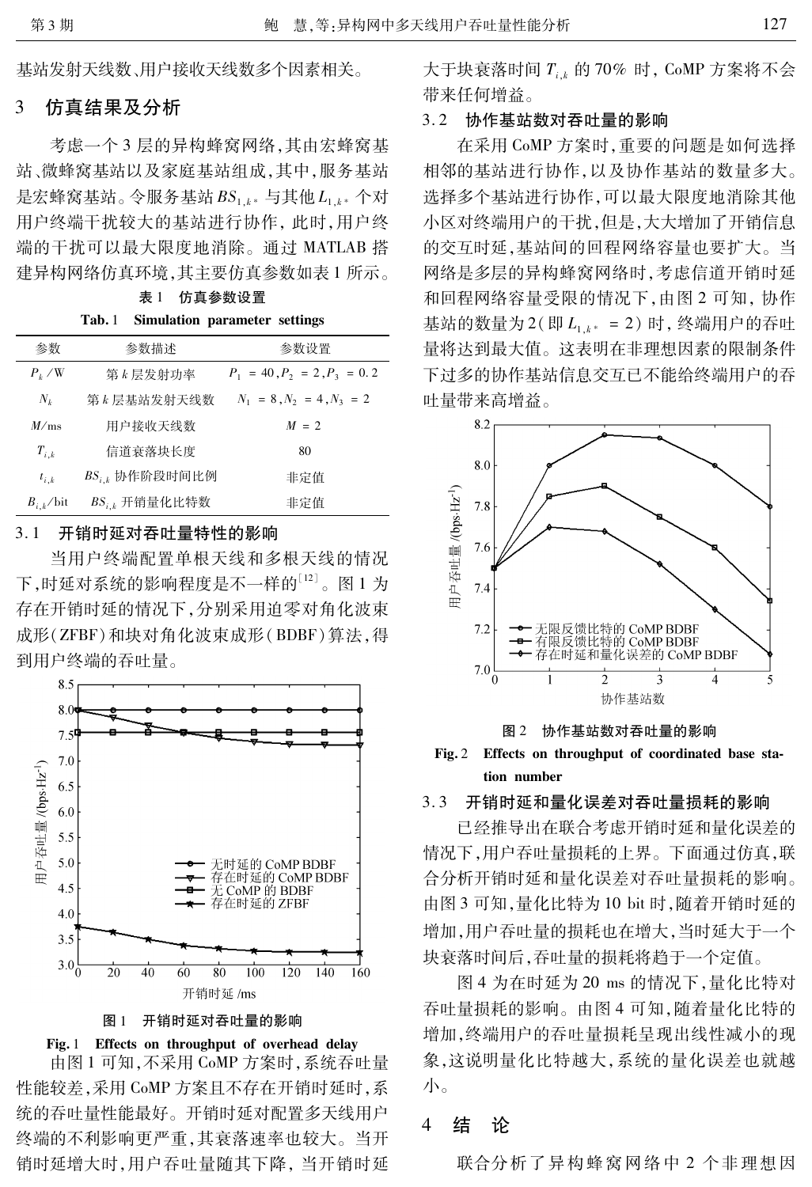基站发射天线数、用户接收天线数多个因素相关。

## 3 仿真结果及分析

考虑一个 3 层的异构蜂窝网络,其由宏蜂窝基站、微蜂窝基站以及家庭基站组成,其中,服务基站是宏蜂窝基站。令服务基站 $BS_{1,k^*}$ 与其他 $L_{1,k^*}$ 个对用户终端干扰较大的基站进行协作,此时,用户终端的干扰可以最大限度地消除。通过 MATLAB 搭建异构网络仿真环境,其主要仿真参数如表 1 所示。

**表 1 仿真参数设置**

**Tab. 1 Simulation parameter settings**

| 参数 | 参数描述 | 参数设置 |
|---|---|---|
| $P_k$ /W | 第 $k$ 层发射功率 | $P_1 = 40, P_2 = 2, P_3 = 0.2$ |
| $N_k$ | 第 $k$ 层基站发射天线数 | $N_1 = 8, N_2 = 4, N_3 = 2$ |
| $M$/ms | 用户接收天线数 | $M = 2$ |
| $T_{i,k}$ | 信道衰落块长度 | 80 |
| $t_{i,k}$ | $BS_{i,k}$ 协作阶段时间比例 | 非定值 |
| $B_{i,k}$/bit | $BS_{i,k}$ 开销量化比特数 | 非定值 |

### 3.1 开销时延对吞吐量特性的影响

当用户终端配置单根天线和多根天线的情况下,时延对系统的影响程度是不一样的[12]。图 1 为存在开销时延的情况下,分别采用迫零对角化波束成形(ZFBF)和块对角化波束成形(BDBF)算法,得到用户终端的吞吐量。

图 1 开销时延对吞吐量的影响

Fig. 1 Effects on throughput of overhead delay

由图 1 可知,不采用 CoMP 方案时,系统吞吐量性能较差,采用 CoMP 方案且不存在开销时延时,系统的吞吐量性能最好。开销时延对配置多天线用户终端的不利影响更严重,其衰落速率也较大。当开销时延增大时,用户吞吐量随其下降,当开销时延大于块衰落时间 $T_{i,k}$ 的 70% 时,CoMP 方案将不会带来任何增益。

### 3.2 协作基站数对吞吐量的影响

在采用 CoMP 方案时,重要的问题是如何选择相邻的基站进行协作,以及协作基站的数量多大。选择多个基站进行协作,可以最大限度地消除其他小区对终端用户的干扰,但是,大大增加了开销信息的交互时延,基站间的回程网络容量也要扩大。当网络是多层的异构蜂窝网络时,考虑信道开销时延和回程网络容量受限的情况下,由图 2 可知,协作基站的数量为 2(即 $L_{1,k^*} = 2$)时,终端用户的吞吐量将达到最大值。这表明在非理想因素的限制条件下过多的协作基站信息交互已不能给终端用户的吞吐量带来高增益。

图 2 协作基站数对吞吐量的影响

Fig. 2 Effects on throughput of coordinated base station number

### 3.3 开销时延和量化误差对吞吐量损耗的影响

已经推导出在联合考虑开销时延和量化误差的情况下,用户吞吐量损耗的上界。下面通过仿真,联合分析开销时延和量化误差对吞吐量损耗的影响。由图 3 可知,量化比特为 10 bit 时,随着开销时延的增加,用户吞吐量的损耗也在增大,当时延大于一个块衰落时间后,吞吐量的损耗将趋于一个定值。

图 4 为在时延为 20 ms 的情况下,量化比特对吞吐量损耗的影响。由图 4 可知,随着量化比特的增加,终端用户的吞吐量损耗呈现出线性减小的现象,这说明量化比特越大,系统的量化误差也就越小。

## 4 结 论

联合分析了异构蜂窝网络中 2 个非理想因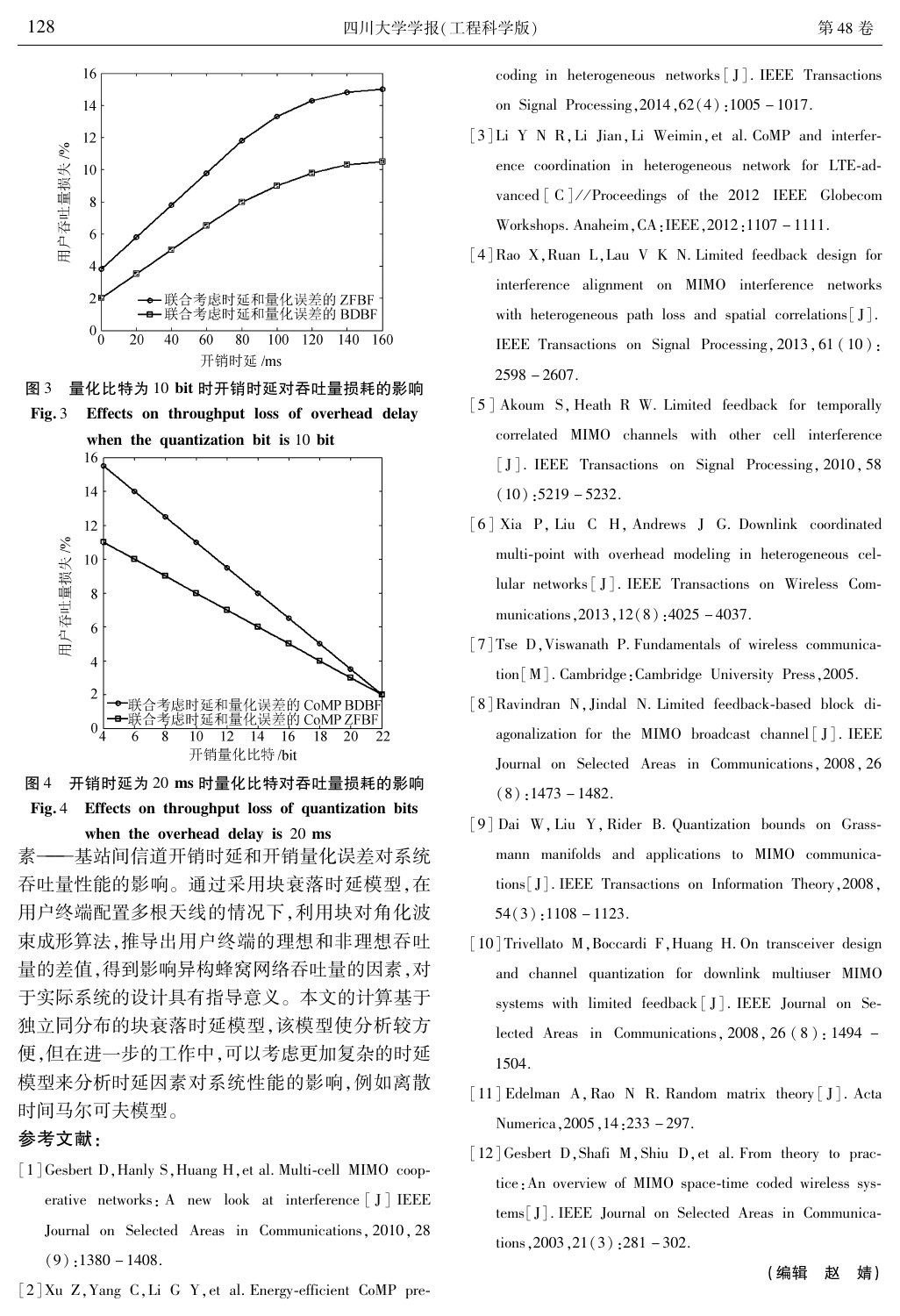16
14
12
10
8
6
4
2
0
0 20 40 60 80 100 120 140 160
用户吞吐量损失/%
开销时延/ms
联合考虑时延和量化误差的 ZFBF
联合考虑时延和量化误差的 BDBF

**图 3　量化比特为 10 bit 时开销时延对吞吐量损耗的影响**

**Fig. 3　Effects on throughput loss of overhead delay when the quantization bit is 10 bit**

16
14
12
10
8
6
4
2
0
4 6 8 10 12 14 16 18 20 22
用户吞吐量损失/%
开销量化比特/bit
联合考虑时延和量化误差的 CoMP BDBF
联合考虑时延和量化误差的 CoMP ZFBF

**图 4　开销时延为 20 ms 时量化比特对吞吐量损耗的影响**

**Fig. 4　Effects on throughput loss of quantization bits when the overhead delay is 20 ms**

素——基站间信道开销时延和开销量化误差对系统吞吐量性能的影响。通过采用块衰落时延模型，在用户终端配置多根天线的情况下，利用块对角化波束成形算法，推导出用户终端的理想和非理想吞吐量的差值，得到影响异构蜂窝网络吞吐量的因素，对于实际系统的设计具有指导意义。本文的计算基于独立同分布的块衰落时延模型，该模型使分析较方便，但在进一步的工作中，可以考虑更加复杂的时延模型来分析时延因素对系统性能的影响，例如离散时间马尔可夫模型。

## 参考文献：

[1] Gesbert D, Hanly S, Huang H, et al. Multi-cell MIMO cooperative networks: A new look at interference[J] IEEE Journal on Selected Areas in Communications, 2010, 28(9): 1380 – 1408.

[2] Xu Z, Yang C, Li G Y, et al. Energy-efficient CoMP precoding in heterogeneous networks[J]. IEEE Transactions on Signal Processing, 2014, 62(4): 1005 – 1017.

[3] Li Y N R, Li Jian, Li Weimin, et al. CoMP and interference coordination in heterogeneous network for LTE-advanced[C]//Proceedings of the 2012 IEEE Globecom Workshops. Anaheim, CA: IEEE, 2012: 1107 – 1111.

[4] Rao X, Ruan L, Lau V K N. Limited feedback design for interference alignment on MIMO interference networks with heterogeneous path loss and spatial correlations[J]. IEEE Transactions on Signal Processing, 2013, 61(10): 2598 – 2607.

[5] Akoum S, Heath R W. Limited feedback for temporally correlated MIMO channels with other cell interference[J]. IEEE Transactions on Signal Processing, 2010, 58(10): 5219 – 5232.

[6] Xia P, Liu C H, Andrews J G. Downlink coordinated multi-point with overhead modeling in heterogeneous cellular networks[J]. IEEE Transactions on Wireless Communications, 2013, 12(8): 4025 – 4037.

[7] Tse D, Viswanath P. Fundamentals of wireless communication[M]. Cambridge: Cambridge University Press, 2005.

[8] Ravindran N, Jindal N. Limited feedback-based block diagonalization for the MIMO broadcast channel[J]. IEEE Journal on Selected Areas in Communications, 2008, 26(8): 1473 – 1482.

[9] Dai W, Liu Y, Rider B. Quantization bounds on Grassmann manifolds and applications to MIMO communications[J]. IEEE Transactions on Information Theory, 2008, 54(3): 1108 – 1123.

[10] Trivellato M, Boccardi F, Huang H. On transceiver design and channel quantization for downlink multiuser MIMO systems with limited feedback[J]. IEEE Journal on Selected Areas in Communications, 2008, 26(8): 1494 – 1504.

[11] Edelman A, Rao N R. Random matrix theory[J]. Acta Numerica, 2005, 14: 233 – 297.

[12] Gesbert D, Shafi M, Shiu D, et al. From theory to practice: An overview of MIMO space-time coded wireless systems[J]. IEEE Journal on Selected Areas in Communications, 2003, 21(3): 281 – 302.

（编辑　赵　婧）